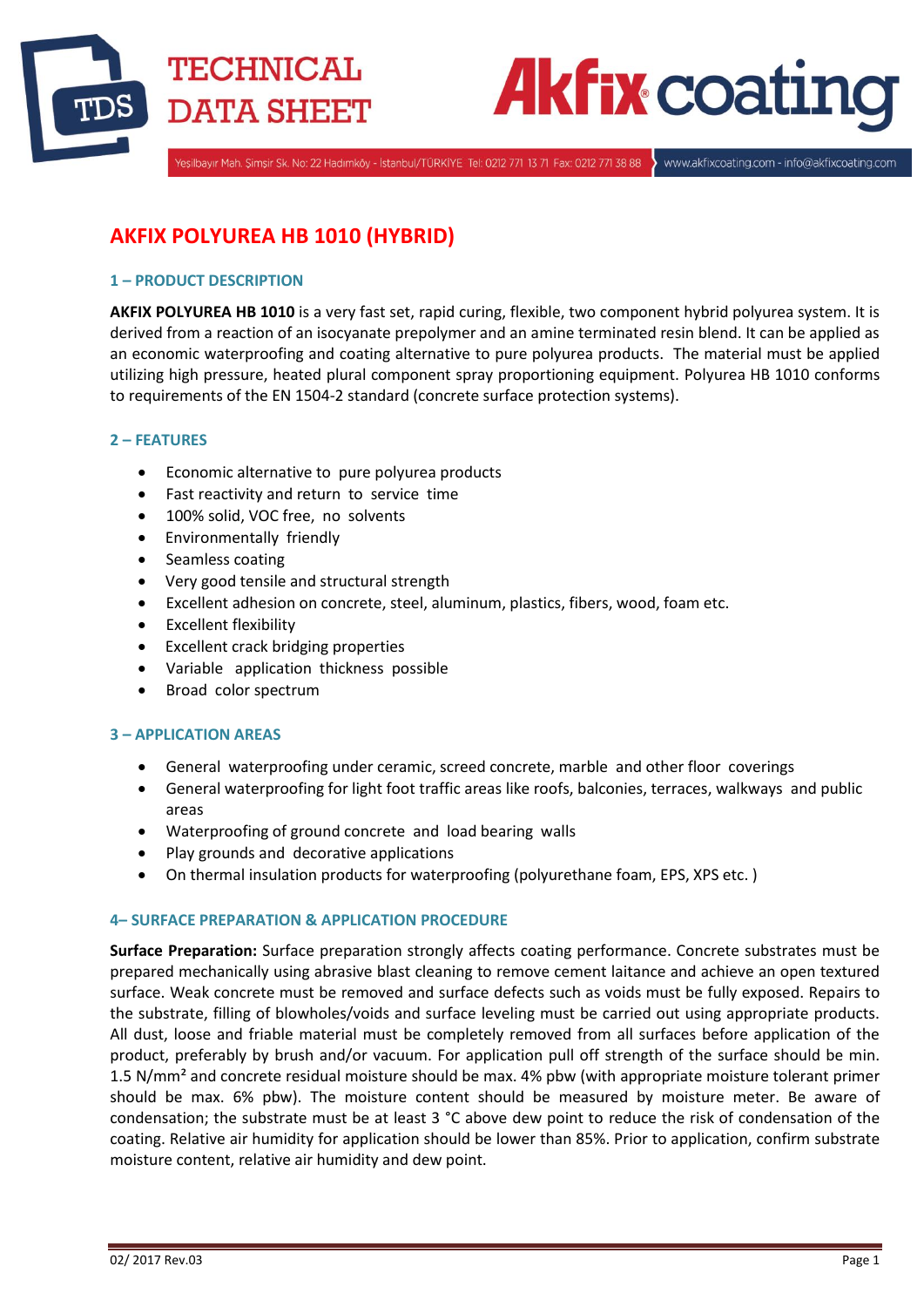# AKFIX POLYUREA HB 1010 (HYBRID)

## 1 – PRODUCT DESCRIPTION

**AKFIX POLYUREA HB 1010** is a very fast set, rapid curing, flexible, two component hybrid polyurea system. It is derived from a reaction of an isocyanate prepolymer and an amine terminated resin blend. It can be applied as an economic waterproofing and coating alternative to pure polyurea products. The material must be applied utilizing high pressure, heated plural component spray proportioning equipment. Polyurea HB 1010 conforms to requirements of the EN 1504-2 standard (concrete surface protection systems).

## 2 – FEATURES

- Economic alternative to pure polyurea products
- Fast reactivity and return to service time
- 100% solid, VOC free, no solvents
- Environmentally friendly
- Seamless coating
- Very good tensile and structural strength
- Excellent adhesion on concrete, steel, aluminum, plastics, fibers, wood, foam etc.
- Excellent flexibility
- Excellent crack bridging properties
- Variable application thickness possible
- Broad color spectrum

## 3 – APPLICATION AREAS

- General waterproofing under ceramic, screed concrete, marble and other floor coverings
- General waterproofing for light foot traffic areas like roofs, balconies, terraces, walkways and public areas
- Waterproofing of ground concrete and load bearing walls
- Play grounds and decorative applications
- On thermal insulation products for waterproofing (polyurethane foam, EPS, XPS etc. )

## 4– SURFACE PREPARATION & APPLICATION PROCEDURE

**Surface Preparation:** Surface preparation strongly affects coating performance. Concrete substrates must be prepared mechanically using abrasive blast cleaning to remove cement laitance and achieve an open textured surface. Weak concrete must be removed and surface defects such as voids must be fully exposed. Repairs to the substrate, filling of blowholes/voids and surface leveling must be carried out using appropriate products. All dust, loose and friable material must be completely removed from all surfaces before application of the product, preferably by brush and/or vacuum. For application pull off strength of the surface should be min. 1.5 N/mm² and concrete residual moisture should be max. 4% pbw (with appropriate moisture tolerant primer should be max. 6% pbw). The moisture content should be measured by moisture meter. Be aware of condensation; the substrate must be at least 3 °C above dew point to reduce the risk of condensation of the coating. Relative air humidity for application should be lower than 85%. Prior to application, confirm substrate moisture content, relative air humidity and dew point.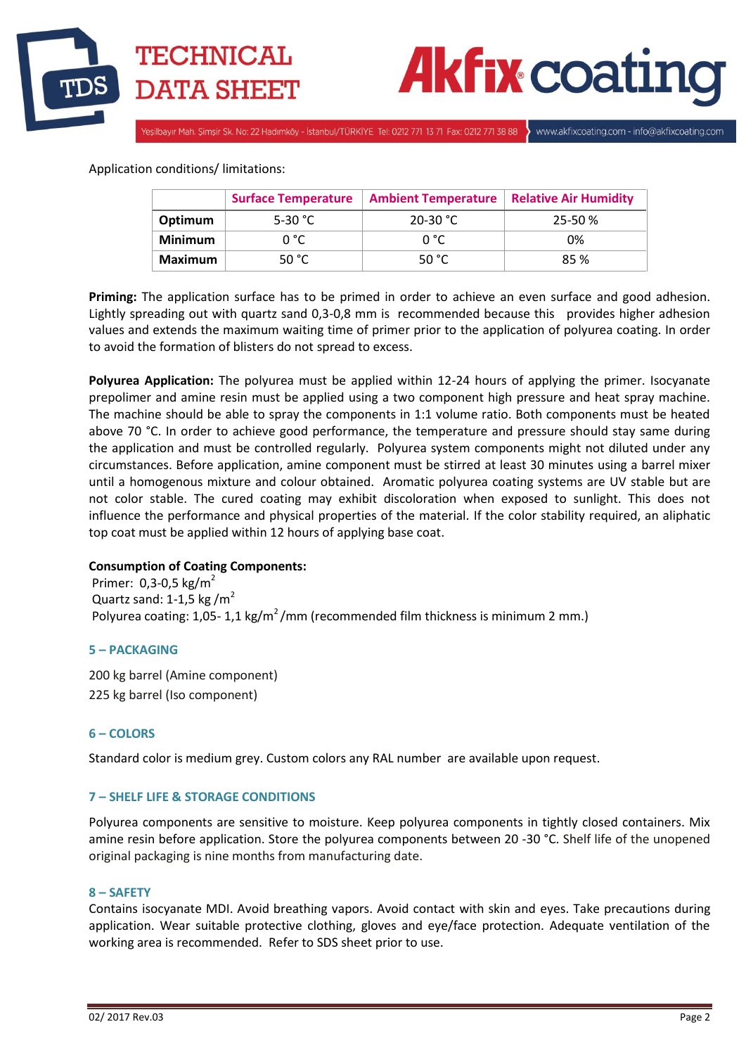Application conditions/ limitations:

| | Surface Temperature | Ambient Temperature | Relative Air Humidity |
|---|---|---|---|
| **Optimum** | 5-30 °C | 20-30 °C | 25-50 % |
| **Minimum** | 0 °C | 0 °C | 0% |
| **Maximum** | 50 °C | 50 °C | 85 % |

**Priming:** The application surface has to be primed in order to achieve an even surface and good adhesion. Lightly spreading out with quartz sand 0,3-0,8 mm is recommended because this provides higher adhesion values and extends the maximum waiting time of primer prior to the application of polyurea coating. In order to avoid the formation of blisters do not spread to excess.

**Polyurea Application:** The polyurea must be applied within 12-24 hours of applying the primer. Isocyanate prepolimer and amine resin must be applied using a two component high pressure and heat spray machine. The machine should be able to spray the components in 1:1 volume ratio. Both components must be heated above 70 °C. In order to achieve good performance, the temperature and pressure should stay same during the application and must be controlled regularly. Polyurea system components might not diluted under any circumstances. Before application, amine component must be stirred at least 30 minutes using a barrel mixer until a homogenous mixture and colour obtained. Aromatic polyurea coating systems are UV stable but are not color stable. The cured coating may exhibit discoloration when exposed to sunlight. This does not influence the performance and physical properties of the material. If the color stability required, an aliphatic top coat must be applied within 12 hours of applying base coat.

**Consumption of Coating Components:**
Primer: 0,3-0,5 kg/$m^2$
Quartz sand: 1-1,5 kg /$m^2$
Polyurea coating: 1,05- 1,1 kg/$m^2$ /mm (recommended film thickness is minimum 2 mm.)

## 5 – PACKAGING

200 kg barrel (Amine component)
225 kg barrel (Iso component)

## 6 – COLORS

Standard color is medium grey. Custom colors any RAL number are available upon request.

## 7 – SHELF LIFE & STORAGE CONDITIONS

Polyurea components are sensitive to moisture. Keep polyurea components in tightly closed containers. Mix amine resin before application. Store the polyurea components between 20 -30 °C. Shelf life of the unopened original packaging is nine months from manufacturing date.

## 8 – SAFETY

Contains isocyanate MDI. Avoid breathing vapors. Avoid contact with skin and eyes. Take precautions during application. Wear suitable protective clothing, gloves and eye/face protection. Adequate ventilation of the working area is recommended. Refer to SDS sheet prior to use.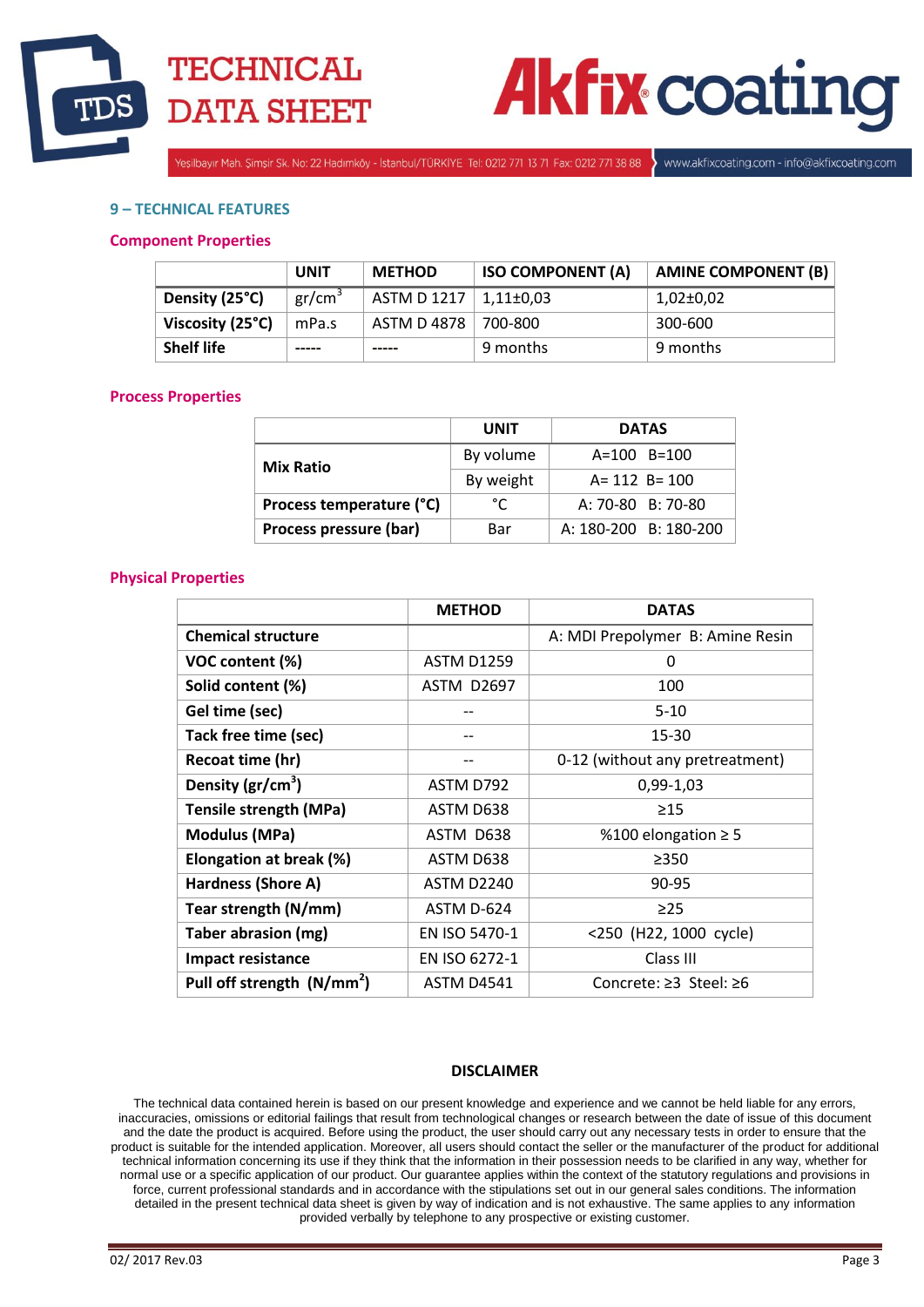## 9 – TECHNICAL FEATURES

### Component Properties

| | UNIT | METHOD | ISO COMPONENT (A) | AMINE COMPONENT (B) |
|---|---|---|---|---|
| **Density (25°C)** | $gr/cm^3$ | ASTM D 1217 | 1,11±0,03 | 1,02±0,02 |
| **Viscosity (25°C)** | mPa.s | ASTM D 4878 | 700-800 | 300-600 |
| **Shelf life** | ----- | ----- | 9 months | 9 months |

### Process Properties

| | UNIT | DATAS |
|---|---|---|
| **Mix Ratio** | By volume | A=100 B=100 |
| | By weight | A= 112 B= 100 |
| **Process temperature (°C)** | °C | A: 70-80 B: 70-80 |
| **Process pressure (bar)** | Bar | A: 180-200 B: 180-200 |

### Physical Properties

| | METHOD | DATAS |
|---|---|---|
| **Chemical structure** | | A: MDI Prepolymer B: Amine Resin |
| **VOC content (%)** | ASTM D1259 | 0 |
| **Solid content (%)** | ASTM D2697 | 100 |
| **Gel time (sec)** | -- | 5-10 |
| **Tack free time (sec)** | -- | 15-30 |
| **Recoat time (hr)** | -- | 0-12 (without any pretreatment) |
| **Density ($gr/cm^3$)** | ASTM D792 | 0,99-1,03 |
| **Tensile strength (MPa)** | ASTM D638 | ≥15 |
| **Modulus (MPa)** | ASTM D638 | %100 elongation ≥ 5 |
| **Elongation at break (%)** | ASTM D638 | ≥350 |
| **Hardness (Shore A)** | ASTM D2240 | 90-95 |
| **Tear strength (N/mm)** | ASTM D-624 | ≥25 |
| **Taber abrasion (mg)** | EN ISO 5470-1 | <250 (H22, 1000 cycle) |
| **Impact resistance** | EN ISO 6272-1 | Class III |
| **Pull off strength ($N/mm^2$)** | ASTM D4541 | Concrete: ≥3 Steel: ≥6 |

**DISCLAIMER**

The technical data contained herein is based on our present knowledge and experience and we cannot be held liable for any errors, inaccuracies, omissions or editorial failings that result from technological changes or research between the date of issue of this document and the date the product is acquired. Before using the product, the user should carry out any necessary tests in order to ensure that the product is suitable for the intended application. Moreover, all users should contact the seller or the manufacturer of the product for additional technical information concerning its use if they think that the information in their possession needs to be clarified in any way, whether for normal use or a specific application of our product. Our guarantee applies within the context of the statutory regulations and provisions in force, current professional standards and in accordance with the stipulations set out in our general sales conditions. The information detailed in the present technical data sheet is given by way of indication and is not exhaustive. The same applies to any information provided verbally by telephone to any prospective or existing customer.

02/ 2017 Rev.03